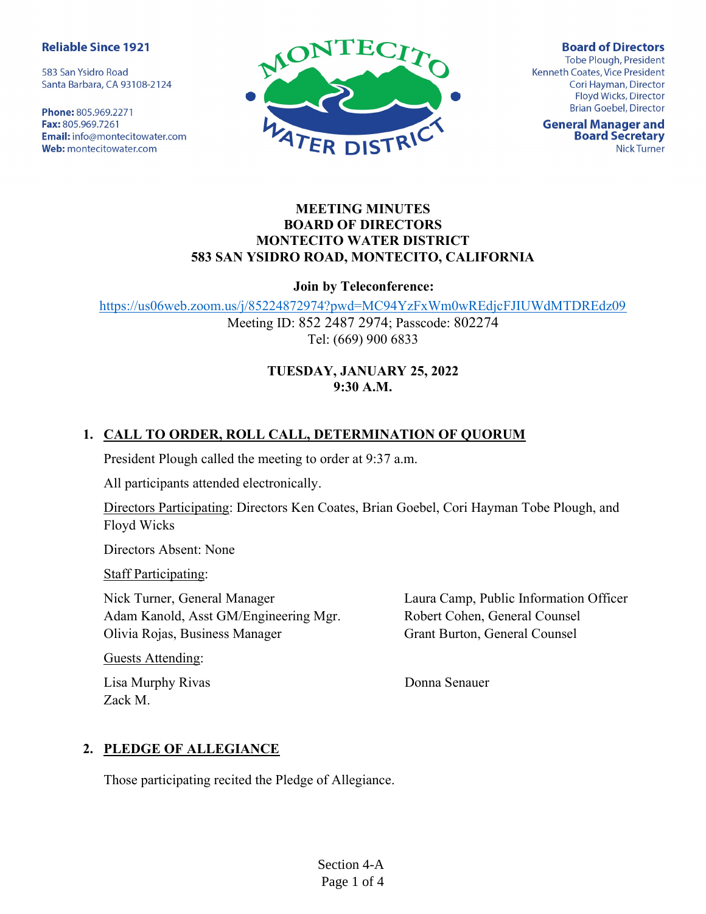**Reliable Since 1921**

583 San Ysidro Road
Santa Barbara, CA 93108-2124

**Phone:** 805.969.2271
**Fax:** 805.969.7261
**Email:** info@montecitowater.com
**Web:** montecitowater.com

MONTECITO WATER DISTRICT

**Board of Directors**
Tobe Plough, President
Kenneth Coates, Vice President
Cori Hayman, Director
Floyd Wicks, Director
Brian Goebel, Director

**General Manager and Board Secretary**
Nick Turner

# MEETING MINUTES
# BOARD OF DIRECTORS
# MONTECITO WATER DISTRICT
# 583 SAN YSIDRO ROAD, MONTECITO, CALIFORNIA

**Join by Teleconference:**

https://us06web.zoom.us/j/85224872974?pwd=MC94YzFxWm0wREdjcFJIUWdMTDREdz09
Meeting ID: 852 2487 2974; Passcode: 802274
Tel: (669) 900 6833

**TUESDAY, JANUARY 25, 2022**
**9:30 A.M.**

## 1. CALL TO ORDER, ROLL CALL, DETERMINATION OF QUORUM

President Plough called the meeting to order at 9:37 a.m.

All participants attended electronically.

Directors Participating: Directors Ken Coates, Brian Goebel, Cori Hayman Tobe Plough, and Floyd Wicks

Directors Absent: None

Staff Participating:

Nick Turner, General Manager
Adam Kanold, Asst GM/Engineering Mgr.
Olivia Rojas, Business Manager
Laura Camp, Public Information Officer
Robert Cohen, General Counsel
Grant Burton, General Counsel

Guests Attending:

Lisa Murphy Rivas
Zack M.
Donna Senauer

## 2. PLEDGE OF ALLEGIANCE

Those participating recited the Pledge of Allegiance.

Section 4-A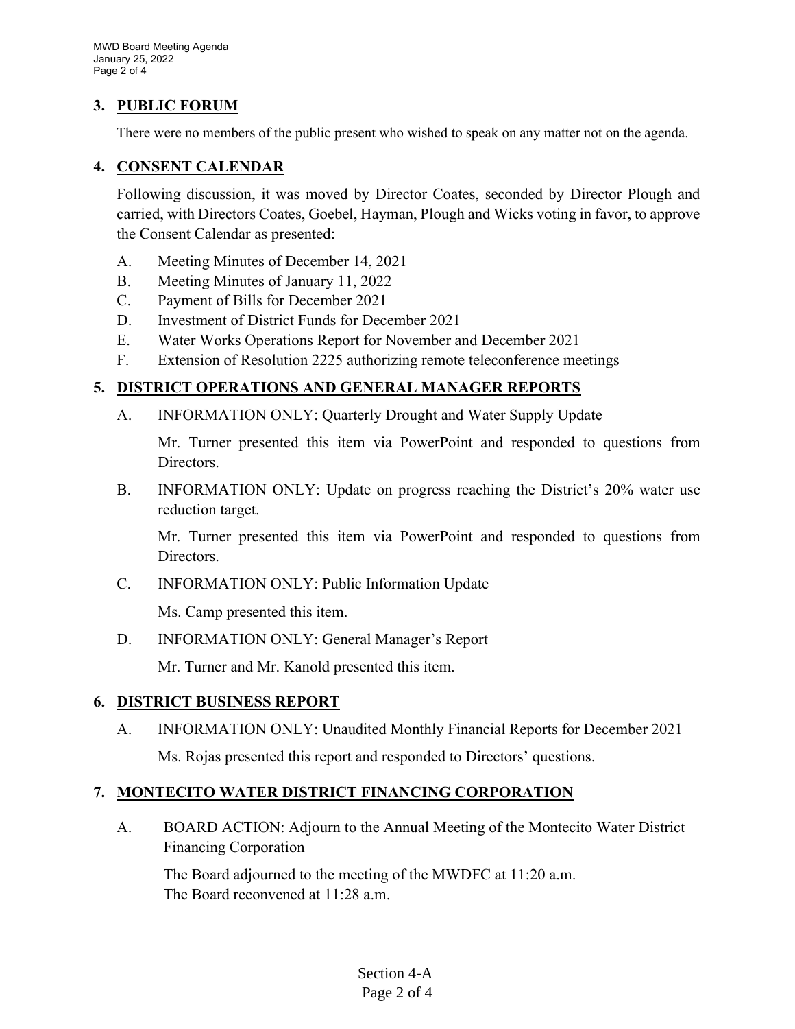## 3. PUBLIC FORUM

There were no members of the public present who wished to speak on any matter not on the agenda.

## 4. CONSENT CALENDAR

Following discussion, it was moved by Director Coates, seconded by Director Plough and carried, with Directors Coates, Goebel, Hayman, Plough and Wicks voting in favor, to approve the Consent Calendar as presented:

A. Meeting Minutes of December 14, 2021
B. Meeting Minutes of January 11, 2022
C. Payment of Bills for December 2021
D. Investment of District Funds for December 2021
E. Water Works Operations Report for November and December 2021
F. Extension of Resolution 2225 authorizing remote teleconference meetings

## 5. DISTRICT OPERATIONS AND GENERAL MANAGER REPORTS

A. INFORMATION ONLY: Quarterly Drought and Water Supply Update

Mr. Turner presented this item via PowerPoint and responded to questions from Directors.

B. INFORMATION ONLY: Update on progress reaching the District's 20% water use reduction target.

Mr. Turner presented this item via PowerPoint and responded to questions from Directors.

C. INFORMATION ONLY: Public Information Update

Ms. Camp presented this item.

D. INFORMATION ONLY: General Manager's Report

Mr. Turner and Mr. Kanold presented this item.

## 6. DISTRICT BUSINESS REPORT

A. INFORMATION ONLY: Unaudited Monthly Financial Reports for December 2021

Ms. Rojas presented this report and responded to Directors' questions.

## 7. MONTECITO WATER DISTRICT FINANCING CORPORATION

A. BOARD ACTION: Adjourn to the Annual Meeting of the Montecito Water District Financing Corporation

The Board adjourned to the meeting of the MWDFC at 11:20 a.m.
The Board reconvened at 11:28 a.m.

Section 4-A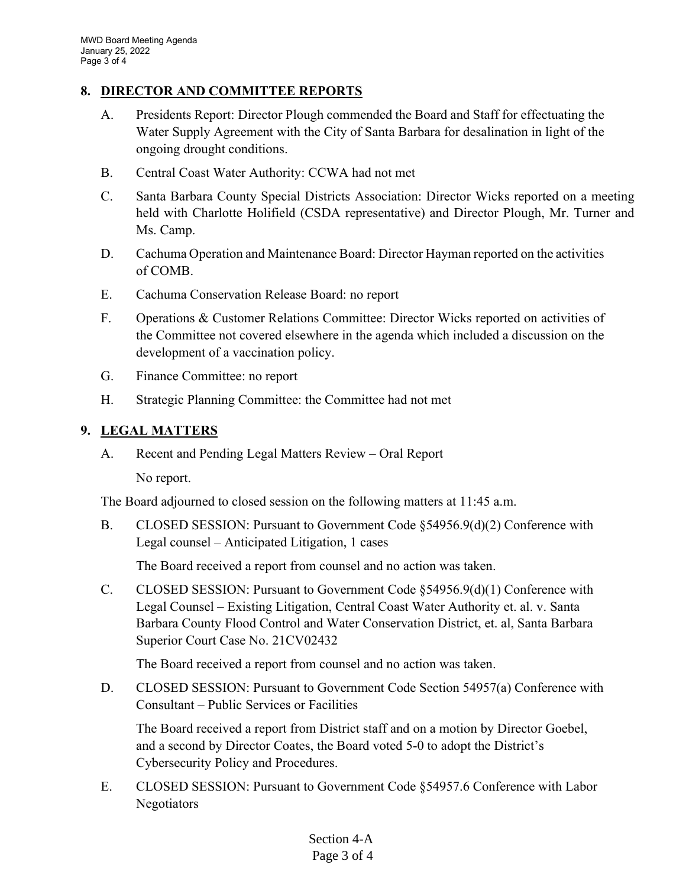## 8. DIRECTOR AND COMMITTEE REPORTS

A. Presidents Report: Director Plough commended the Board and Staff for effectuating the Water Supply Agreement with the City of Santa Barbara for desalination in light of the ongoing drought conditions.

B. Central Coast Water Authority: CCWA had not met

C. Santa Barbara County Special Districts Association: Director Wicks reported on a meeting held with Charlotte Holifield (CSDA representative) and Director Plough, Mr. Turner and Ms. Camp.

D. Cachuma Operation and Maintenance Board: Director Hayman reported on the activities of COMB.

E. Cachuma Conservation Release Board: no report

F. Operations & Customer Relations Committee: Director Wicks reported on activities of the Committee not covered elsewhere in the agenda which included a discussion on the development of a vaccination policy.

G. Finance Committee: no report

H. Strategic Planning Committee: the Committee had not met

## 9. LEGAL MATTERS

A. Recent and Pending Legal Matters Review – Oral Report

No report.

The Board adjourned to closed session on the following matters at 11:45 a.m.

B. CLOSED SESSION: Pursuant to Government Code §54956.9(d)(2) Conference with Legal counsel – Anticipated Litigation, 1 cases

The Board received a report from counsel and no action was taken.

C. CLOSED SESSION: Pursuant to Government Code §54956.9(d)(1) Conference with Legal Counsel – Existing Litigation, Central Coast Water Authority et. al. v. Santa Barbara County Flood Control and Water Conservation District, et. al, Santa Barbara Superior Court Case No. 21CV02432

The Board received a report from counsel and no action was taken.

D. CLOSED SESSION: Pursuant to Government Code Section 54957(a) Conference with Consultant – Public Services or Facilities

The Board received a report from District staff and on a motion by Director Goebel, and a second by Director Coates, the Board voted 5-0 to adopt the District's Cybersecurity Policy and Procedures.

E. CLOSED SESSION: Pursuant to Government Code §54957.6 Conference with Labor Negotiators

Section 4-A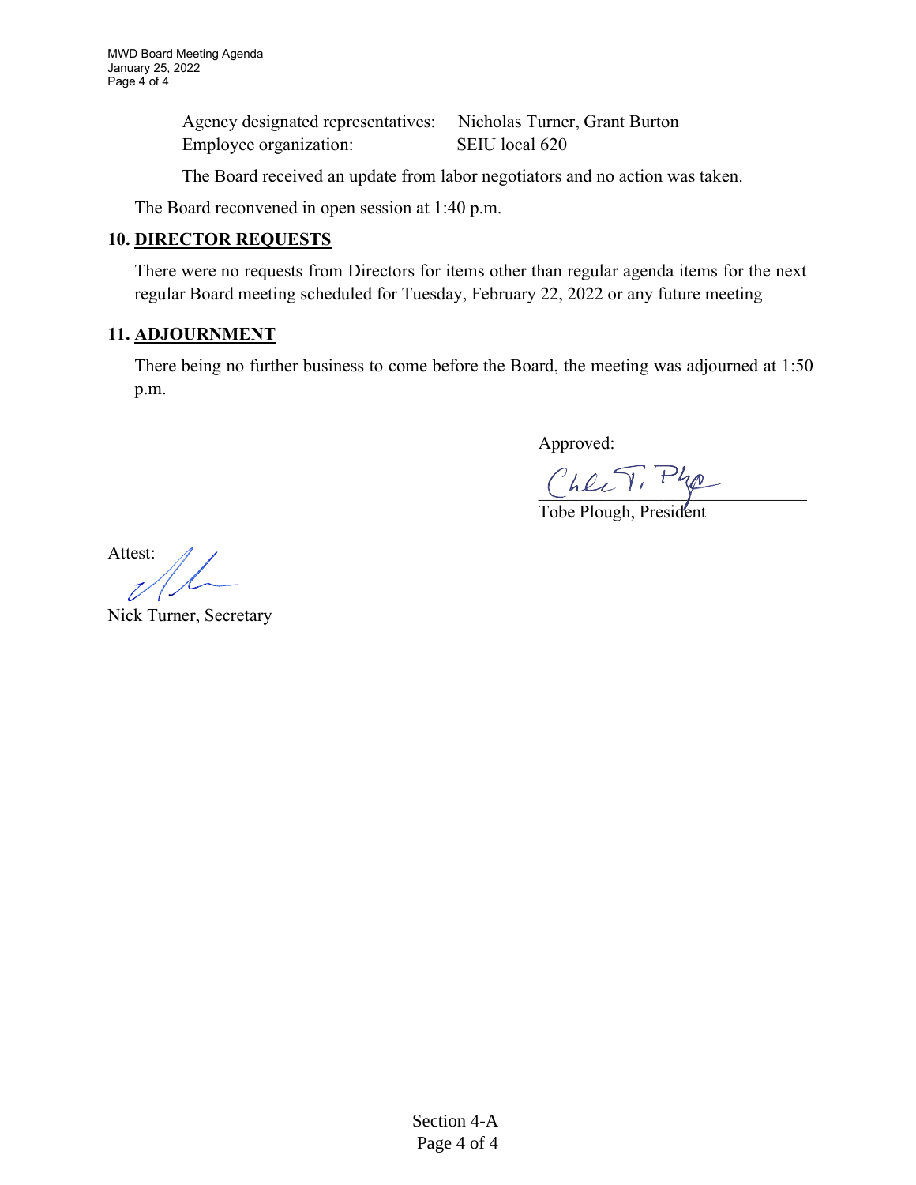Agency designated representatives: Nicholas Turner, Grant Burton
Employee organization: SEIU local 620

The Board received an update from labor negotiators and no action was taken.

The Board reconvened in open session at 1:40 p.m.

## 10. DIRECTOR REQUESTS

There were no requests from Directors for items other than regular agenda items for the next regular Board meeting scheduled for Tuesday, February 22, 2022 or any future meeting

## 11. ADJOURNMENT

There being no further business to come before the Board, the meeting was adjourned at 1:50 p.m.

Approved:

Tobe Plough, President

Attest:

Nick Turner, Secretary

Section 4-A